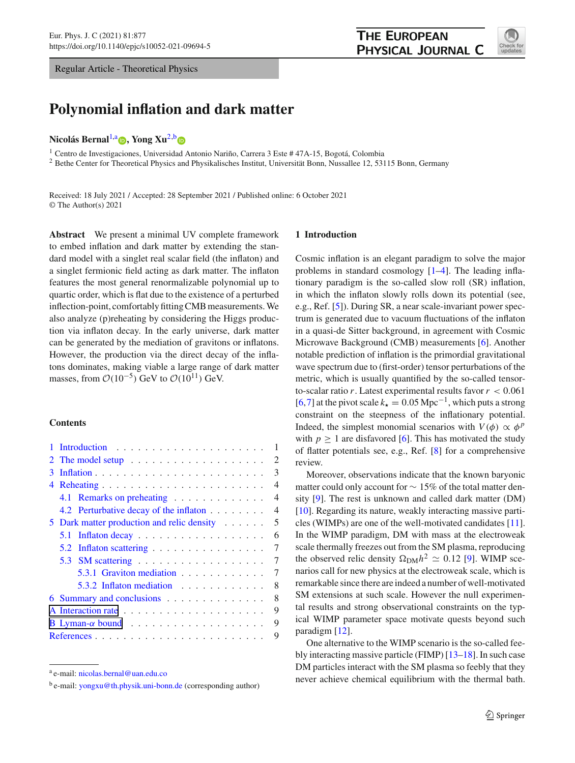Regular Article - Theoretical Physics

# Polynomial inflation and dark matter

**Nicolás Bernal**[1,a], **Yong Xu**[2,b]

[1] Centro de Investigaciones, Universidad Antonio Nariño, Carrera 3 Este # 47A-15, Bogotá, Colombia
[2] Bethe Center for Theoretical Physics and Physikalisches Institut, Universität Bonn, Nussallee 12, 53115 Bonn, Germany

Received: 18 July 2021 / Accepted: 28 September 2021 / Published online: 6 October 2021
© The Author(s) 2021

**Abstract** We present a minimal UV complete framework to embed inflation and dark matter by extending the standard model with a singlet real scalar field (the inflaton) and a singlet fermionic field acting as dark matter. The inflaton features the most general renormalizable polynomial up to quartic order, which is flat due to the existence of a perturbed inflection-point, comfortably fitting CMB measurements. We also analyze (p)reheating by considering the Higgs production via inflaton decay. In the early universe, dark matter can be generated by the mediation of gravitons or inflatons. However, the production via the direct decay of the inflatons dominates, making viable a large range of dark matter masses, from $\mathcal{O}(10^{-5})$ GeV to $\mathcal{O}(10^{11})$ GeV.

**Contents**

1 Introduction . . . 1
2 The model setup . . . 2
3 Inflation . . . 3
4 Reheating . . . 4
  4.1 Remarks on preheating . . . 4
  4.2 Perturbative decay of the inflaton . . . 4
5 Dark matter production and relic density . . . 5
  5.1 Inflaton decay . . . 6
  5.2 Inflaton scattering . . . 7
  5.3 SM scattering . . . 7
    5.3.1 Graviton mediation . . . 7
    5.3.2 Inflaton mediation . . . 8
6 Summary and conclusions . . . 8
A Interaction rate . . . 9
B Lyman-$\alpha$ bound . . . 9
References . . . 9

## 1 Introduction

Cosmic inflation is an elegant paradigm to solve the major problems in standard cosmology [1–4]. The leading inflationary paradigm is the so-called slow roll (SR) inflation, in which the inflaton slowly rolls down its potential (see, e.g., Ref. [5]). During SR, a near scale-invariant power spectrum is generated due to vacuum fluctuations of the inflaton in a quasi-de Sitter background, in agreement with Cosmic Microwave Background (CMB) measurements [6]. Another notable prediction of inflation is the primordial gravitational wave spectrum due to (first-order) tensor perturbations of the metric, which is usually quantified by the so-called tensor-to-scalar ratio $r$. Latest experimental results favor $r < 0.061$ [6,7] at the pivot scale $k_\star = 0.05\,\text{Mpc}^{-1}$, which puts a strong constraint on the steepness of the inflationary potential. Indeed, the simplest monomial scenarios with $V(\phi) \propto \phi^p$ with $p \geq 1$ are disfavored [6]. This has motivated the study of flatter potentials see, e.g., Ref. [8] for a comprehensive review.

Moreover, observations indicate that the known baryonic matter could only account for $\sim 15\%$ of the total matter density [9]. The rest is unknown and called dark matter (DM) [10]. Regarding its nature, weakly interacting massive particles (WIMPs) are one of the well-motivated candidates [11]. In the WIMP paradigm, DM with mass at the electroweak scale thermally freezes out from the SM plasma, reproducing the observed relic density $\Omega_{\text{DM}}h^2 \simeq 0.12$ [9]. WIMP scenarios call for new physics at the electroweak scale, which is remarkable since there are indeed a number of well-motivated SM extensions at such scale. However the null experimental results and strong observational constraints on the typical WIMP parameter space motivate quests beyond such paradigm [12].

One alternative to the WIMP scenario is the so-called feebly interacting massive particle (FIMP) [13–18]. In such case DM particles interact with the SM plasma so feebly that they never achieve chemical equilibrium with the thermal bath.

[a] e-mail: nicolas.bernal@uan.edu.co
[b] e-mail: yongxu@th.physik.uni-bonn.de (corresponding author)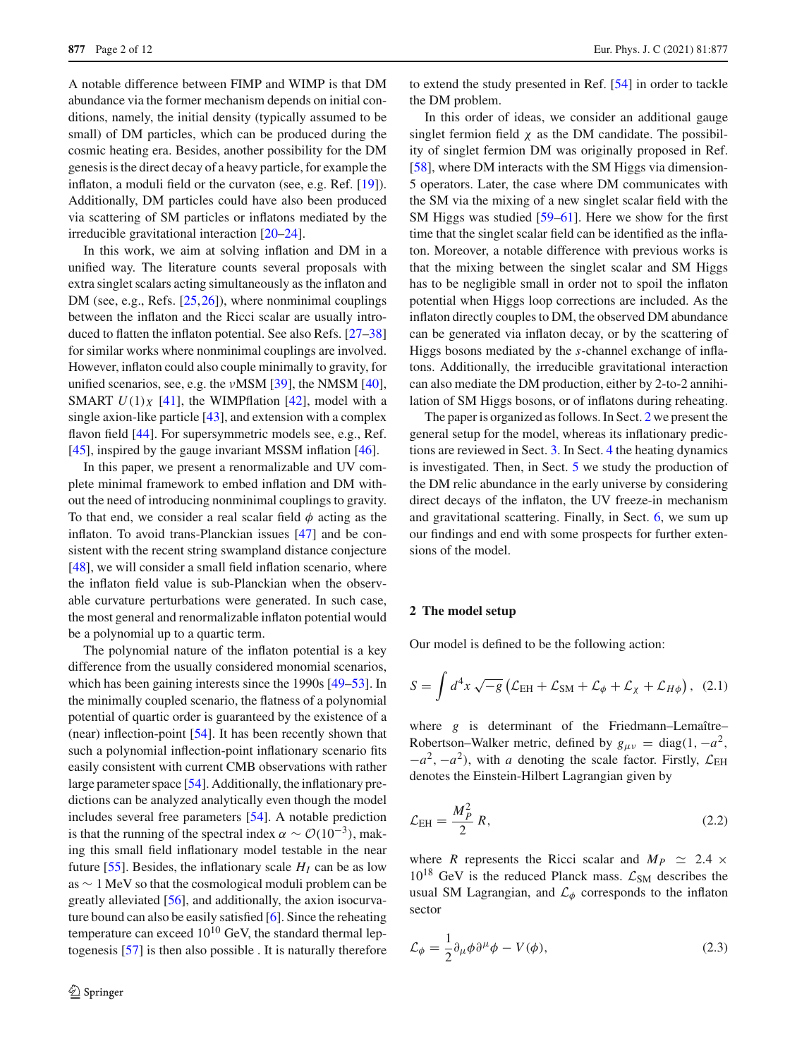A notable difference between FIMP and WIMP is that DM abundance via the former mechanism depends on initial conditions, namely, the initial density (typically assumed to be small) of DM particles, which can be produced during the cosmic heating era. Besides, another possibility for the DM genesis is the direct decay of a heavy particle, for example the inflaton, a moduli field or the curvaton (see, e.g. Ref. [19]). Additionally, DM particles could have also been produced via scattering of SM particles or inflatons mediated by the irreducible gravitational interaction [20–24].

In this work, we aim at solving inflation and DM in a unified way. The literature counts several proposals with extra singlet scalars acting simultaneously as the inflaton and DM (see, e.g., Refs. [25,26]), where nonminimal couplings between the inflaton and the Ricci scalar are usually introduced to flatten the inflaton potential. See also Refs. [27–38] for similar works where nonminimal couplings are involved. However, inflaton could also couple minimally to gravity, for unified scenarios, see, e.g. the $\nu$MSM [39], the NMSM [40], SMART $U(1)_X$ [41], the WIMPflation [42], model with a single axion-like particle [43], and extension with a complex flavon field [44]. For supersymmetric models see, e.g., Ref. [45], inspired by the gauge invariant MSSM inflation [46].

In this paper, we present a renormalizable and UV complete minimal framework to embed inflation and DM without the need of introducing nonminimal couplings to gravity. To that end, we consider a real scalar field $\phi$ acting as the inflaton. To avoid trans-Planckian issues [47] and be consistent with the recent string swampland distance conjecture [48], we will consider a small field inflation scenario, where the inflaton field value is sub-Planckian when the observable curvature perturbations were generated. In such case, the most general and renormalizable inflaton potential would be a polynomial up to a quartic term.

The polynomial nature of the inflaton potential is a key difference from the usually considered monomial scenarios, which has been gaining interests since the 1990s [49–53]. In the minimally coupled scenario, the flatness of a polynomial potential of quartic order is guaranteed by the existence of a (near) inflection-point [54]. It has been recently shown that such a polynomial inflection-point inflationary scenario fits easily consistent with current CMB observations with rather large parameter space [54]. Additionally, the inflationary predictions can be analyzed analytically even though the model includes several free parameters [54]. A notable prediction is that the running of the spectral index $\alpha \sim \mathcal{O}(10^{-3})$, making this small field inflationary model testable in the near future [55]. Besides, the inflationary scale $H_I$ can be as low as $\sim 1$ MeV so that the cosmological moduli problem can be greatly alleviated [56], and additionally, the axion isocurvature bound can also be easily satisfied [6]. Since the reheating temperature can exceed $10^{10}$ GeV, the standard thermal leptogenesis [57] is then also possible . It is naturally therefore to extend the study presented in Ref. [54] in order to tackle the DM problem.

In this order of ideas, we consider an additional gauge singlet fermion field $\chi$ as the DM candidate. The possibility of singlet fermion DM was originally proposed in Ref. [58], where DM interacts with the SM Higgs via dimension-5 operators. Later, the case where DM communicates with the SM via the mixing of a new singlet scalar field with the SM Higgs was studied [59–61]. Here we show for the first time that the singlet scalar field can be identified as the inflaton. Moreover, a notable difference with previous works is that the mixing between the singlet scalar and SM Higgs has to be negligible small in order not to spoil the inflaton potential when Higgs loop corrections are included. As the inflaton directly couples to DM, the observed DM abundance can be generated via inflaton decay, or by the scattering of Higgs bosons mediated by the $s$-channel exchange of inflatons. Additionally, the irreducible gravitational interaction can also mediate the DM production, either by 2-to-2 annihilation of SM Higgs bosons, or of inflatons during reheating.

The paper is organized as follows. In Sect. 2 we present the general setup for the model, whereas its inflationary predictions are reviewed in Sect. 3. In Sect. 4 the heating dynamics is investigated. Then, in Sect. 5 we study the production of the DM relic abundance in the early universe by considering direct decays of the inflaton, the UV freeze-in mechanism and gravitational scattering. Finally, in Sect. 6, we sum up our findings and end with some prospects for further extensions of the model.

## 2 The model setup

Our model is defined to be the following action:

$$S = \int d^4x \sqrt{-g} \left( \mathcal{L}_{\text{EH}} + \mathcal{L}_{\text{SM}} + \mathcal{L}_{\phi} + \mathcal{L}_{\chi} + \mathcal{L}_{H\phi} \right), \quad (2.1)$$

where $g$ is determinant of the Friedmann–Lemaître–Robertson–Walker metric, defined by $g_{\mu\nu} = \text{diag}(1, -a^2, -a^2, -a^2)$, with $a$ denoting the scale factor. Firstly, $\mathcal{L}_{\text{EH}}$ denotes the Einstein-Hilbert Lagrangian given by

$$\mathcal{L}_{\text{EH}} = \frac{M_P^2}{2} R, \quad (2.2)$$

where $R$ represents the Ricci scalar and $M_P \simeq 2.4 \times 10^{18}$ GeV is the reduced Planck mass. $\mathcal{L}_{\text{SM}}$ describes the usual SM Lagrangian, and $\mathcal{L}_{\phi}$ corresponds to the inflaton sector

$$\mathcal{L}_{\phi} = \frac{1}{2} \partial_\mu \phi \partial^\mu \phi - V(\phi), \quad (2.3)$$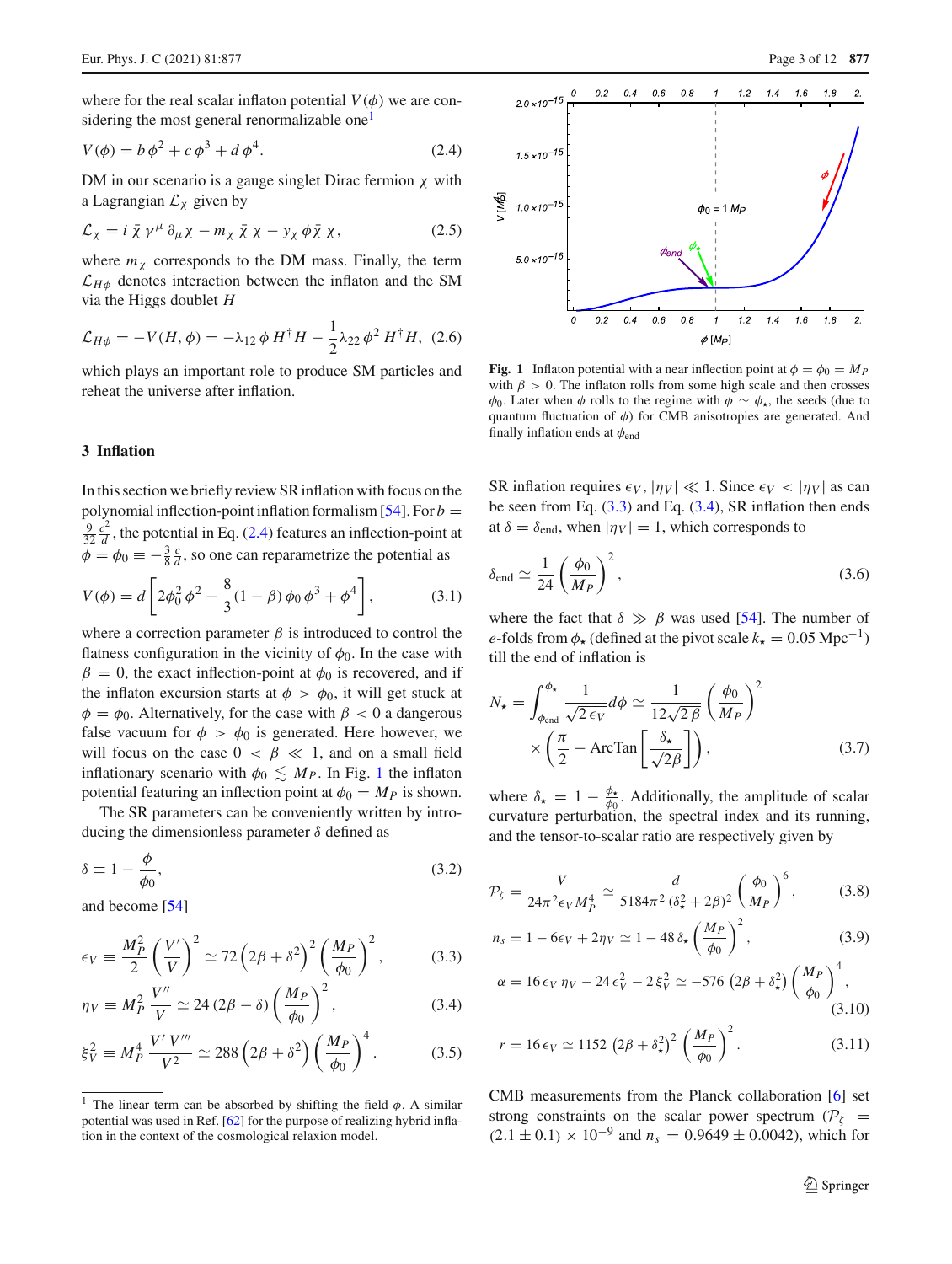where for the real scalar inflaton potential $V(\phi)$ we are considering the most general renormalizable one[1]

$$V(\phi) = b\,\phi^2 + c\,\phi^3 + d\,\phi^4. \tag{2.4}$$

DM in our scenario is a gauge singlet Dirac fermion $\chi$ with a Lagrangian $\mathcal{L}_\chi$ given by

$$\mathcal{L}_\chi = i\,\bar{\chi}\,\gamma^\mu\,\partial_\mu \chi - m_\chi\,\bar{\chi}\,\chi - y_\chi\,\phi\bar{\chi}\,\chi, \tag{2.5}$$

where $m_\chi$ corresponds to the DM mass. Finally, the term $\mathcal{L}_{H\phi}$ denotes interaction between the inflaton and the SM via the Higgs doublet $H$

$$\mathcal{L}_{H\phi} = -V(H,\phi) = -\lambda_{12}\,\phi\,H^\dagger H - \frac{1}{2}\lambda_{22}\,\phi^2\,H^\dagger H, \tag{2.6}$$

which plays an important role to produce SM particles and reheat the universe after inflation.

## 3 Inflation

In this section we briefly review SR inflation with focus on the polynomial inflection-point inflation formalism [54]. For $b = \frac{9}{32}\frac{c^2}{d}$, the potential in Eq. (2.4) features an inflection-point at $\phi = \phi_0 \equiv -\frac{3}{8}\frac{c}{d}$, so one can reparametrize the potential as

$$V(\phi) = d\left[2\phi_0^2\,\phi^2 - \frac{8}{3}(1-\beta)\,\phi_0\,\phi^3 + \phi^4\right], \tag{3.1}$$

where a correction parameter $\beta$ is introduced to control the flatness configuration in the vicinity of $\phi_0$. In the case with $\beta = 0$, the exact inflection-point at $\phi_0$ is recovered, and if the inflaton excursion starts at $\phi > \phi_0$, it will get stuck at $\phi = \phi_0$. Alternatively, for the case with $\beta < 0$ a dangerous false vacuum for $\phi > \phi_0$ is generated. Here however, we will focus on the case $0 < \beta \ll 1$, and on a small field inflationary scenario with $\phi_0 \lesssim M_P$. In Fig. 1 the inflaton potential featuring an inflection point at $\phi_0 = M_P$ is shown.

The SR parameters can be conveniently written by introducing the dimensionless parameter $\delta$ defined as

$$\delta \equiv 1 - \frac{\phi}{\phi_0}, \tag{3.2}$$

and become [54]

$$\epsilon_V \equiv \frac{M_P^2}{2}\left(\frac{V'}{V}\right)^2 \simeq 72\left(2\beta + \delta^2\right)^2\left(\frac{M_P}{\phi_0}\right)^2, \tag{3.3}$$

$$\eta_V \equiv M_P^2\,\frac{V''}{V} \simeq 24\,(2\beta - \delta)\left(\frac{M_P}{\phi_0}\right)^2, \tag{3.4}$$

$$\xi_V^2 \equiv M_P^4\,\frac{V'\,V'''}{V^2} \simeq 288\left(2\beta + \delta^2\right)\left(\frac{M_P}{\phi_0}\right)^4. \tag{3.5}$$

[1] The linear term can be absorbed by shifting the field $\phi$. A similar potential was used in Ref. [62] for the purpose of realizing hybrid inflation in the context of the cosmological relaxion model.

**Fig. 1** Inflaton potential with a near inflection point at $\phi = \phi_0 = M_P$ with $\beta > 0$. The inflaton rolls from some high scale and then crosses $\phi_0$. Later when $\phi$ rolls to the regime with $\phi \sim \phi_\star$, the seeds (due to quantum fluctuation of $\phi$) for CMB anisotropies are generated. And finally inflation ends at $\phi_{\text{end}}$

SR inflation requires $\epsilon_V, |\eta_V| \ll 1$. Since $\epsilon_V < |\eta_V|$ as can be seen from Eq. (3.3) and Eq. (3.4), SR inflation then ends at $\delta = \delta_{\text{end}}$, when $|\eta_V| = 1$, which corresponds to

$$\delta_{\text{end}} \simeq \frac{1}{24}\left(\frac{\phi_0}{M_P}\right)^2, \tag{3.6}$$

where the fact that $\delta \gg \beta$ was used [54]. The number of $e$-folds from $\phi_\star$ (defined at the pivot scale $k_\star = 0.05\ \text{Mpc}^{-1}$) till the end of inflation is

$$N_\star = \int_{\phi_{\text{end}}}^{\phi_\star} \frac{1}{\sqrt{2\,\epsilon_V}}\,d\phi \simeq \frac{1}{12\sqrt{2\,\beta}}\left(\frac{\phi_0}{M_P}\right)^2 \times\left(\frac{\pi}{2} - \text{ArcTan}\left[\frac{\delta_\star}{\sqrt{2\beta}}\right]\right), \tag{3.7}$$

where $\delta_\star = 1 - \frac{\phi_\star}{\phi_0}$. Additionally, the amplitude of scalar curvature perturbation, the spectral index and its running, and the tensor-to-scalar ratio are respectively given by

$$\mathcal{P}_\zeta = \frac{V}{24\pi^2\epsilon_V\,M_P^4} \simeq \frac{d}{5184\pi^2\,(\delta_\star^2 + 2\beta)^2}\left(\frac{\phi_0}{M_P}\right)^6, \tag{3.8}$$

$$n_s = 1 - 6\epsilon_V + 2\eta_V \simeq 1 - 48\,\delta_\star\left(\frac{M_P}{\phi_0}\right)^2, \tag{3.9}$$

$$\alpha = 16\,\epsilon_V\,\eta_V - 24\,\epsilon_V^2 - 2\,\xi_V^2 \simeq -576\,\left(2\beta + \delta_\star^2\right)\left(\frac{M_P}{\phi_0}\right)^4, \tag{3.10}$$

$$r = 16\,\epsilon_V \simeq 1152\,\left(2\beta + \delta_\star^2\right)^2\left(\frac{M_P}{\phi_0}\right)^2. \tag{3.11}$$

CMB measurements from the Planck collaboration [6] set strong constraints on the scalar power spectrum ($\mathcal{P}_\zeta = (2.1 \pm 0.1) \times 10^{-9}$ and $n_s = 0.9649 \pm 0.0042$), which for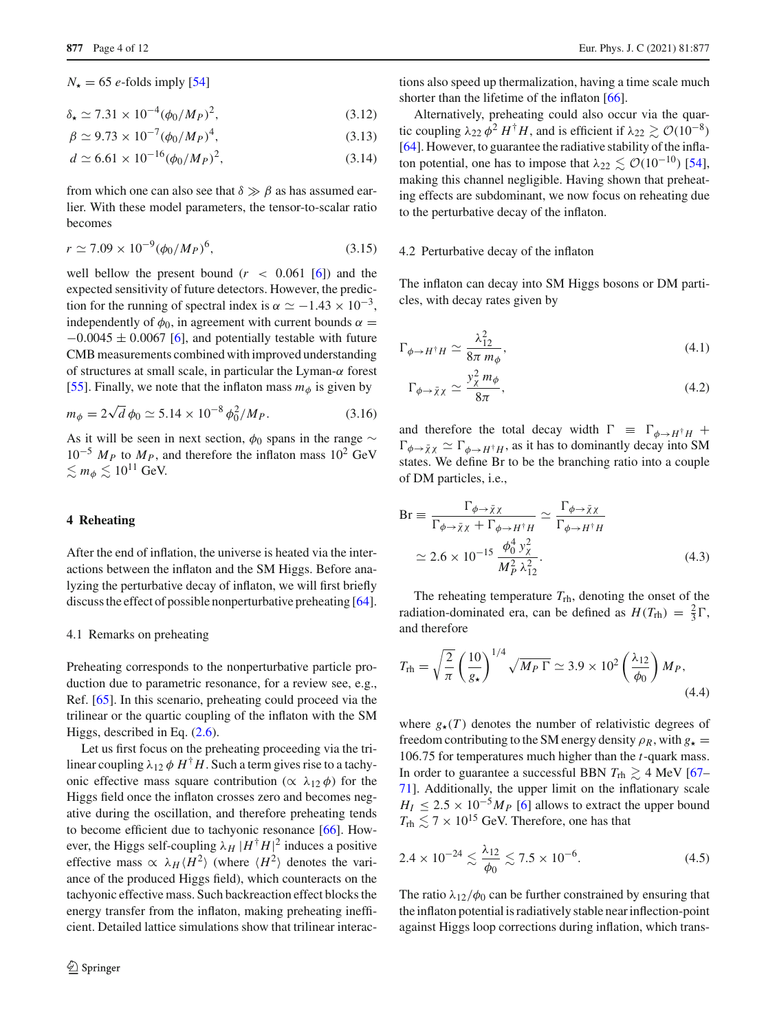$N_\star = 65$ $e$-folds imply [54]

$$\delta_\star \simeq 7.31 \times 10^{-4}(\phi_0/M_P)^2, \tag{3.12}$$

$$\beta \simeq 9.73 \times 10^{-7}(\phi_0/M_P)^4, \tag{3.13}$$

$$d \simeq 6.61 \times 10^{-16}(\phi_0/M_P)^2, \tag{3.14}$$

from which one can also see that $\delta \gg \beta$ as has assumed earlier. With these model parameters, the tensor-to-scalar ratio becomes

$$r \simeq 7.09 \times 10^{-9}(\phi_0/M_P)^6, \tag{3.15}$$

well bellow the present bound ($r < 0.061$ [6]) and the expected sensitivity of future detectors. However, the prediction for the running of spectral index is $\alpha \simeq -1.43 \times 10^{-3}$, independently of $\phi_0$, in agreement with current bounds $\alpha = -0.0045 \pm 0.0067$ [6], and potentially testable with future CMB measurements combined with improved understanding of structures at small scale, in particular the Lyman-$\alpha$ forest [55]. Finally, we note that the inflaton mass $m_\phi$ is given by

$$m_\phi = 2\sqrt{d}\,\phi_0 \simeq 5.14 \times 10^{-8}\,\phi_0^2/M_P. \tag{3.16}$$

As it will be seen in next section, $\phi_0$ spans in the range $\sim 10^{-5}$ $M_P$ to $M_P$, and therefore the inflaton mass $10^2$ GeV $\lesssim m_\phi \lesssim 10^{11}$ GeV.

## 4 Reheating

After the end of inflation, the universe is heated via the interactions between the inflaton and the SM Higgs. Before analyzing the perturbative decay of inflaton, we will first briefly discuss the effect of possible nonperturbative preheating [64].

### 4.1 Remarks on preheating

Preheating corresponds to the nonperturbative particle production due to parametric resonance, for a review see, e.g., Ref. [65]. In this scenario, preheating could proceed via the trilinear or the quartic coupling of the inflaton with the SM Higgs, described in Eq. (2.6).

Let us first focus on the preheating proceeding via the trilinear coupling $\lambda_{12}\,\phi\, H^\dagger H$. Such a term gives rise to a tachyonic effective mass square contribution ($\propto \lambda_{12}\,\phi$) for the Higgs field once the inflaton crosses zero and becomes negative during the oscillation, and therefore preheating tends to become efficient due to tachyonic resonance [66]. However, the Higgs self-coupling $\lambda_H\,|H^\dagger H|^2$ induces a positive effective mass $\propto \lambda_H \langle H^2\rangle$ (where $\langle H^2\rangle$ denotes the variance of the produced Higgs field), which counteracts on the tachyonic effective mass. Such backreaction effect blocks the energy transfer from the inflaton, making preheating inefficient. Detailed lattice simulations show that trilinear interactions also speed up thermalization, having a time scale much shorter than the lifetime of the inflaton [66].

Alternatively, preheating could also occur via the quartic coupling $\lambda_{22}\,\phi^2\, H^\dagger H$, and is efficient if $\lambda_{22} \gtrsim \mathcal{O}(10^{-8})$ [64]. However, to guarantee the radiative stability of the inflaton potential, one has to impose that $\lambda_{22} \lesssim \mathcal{O}(10^{-10})$ [54], making this channel negligible. Having shown that preheating effects are subdominant, we now focus on reheating due to the perturbative decay of the inflaton.

### 4.2 Perturbative decay of the inflaton

The inflaton can decay into SM Higgs bosons or DM particles, with decay rates given by

$$\Gamma_{\phi\to H^\dagger H} \simeq \frac{\lambda_{12}^2}{8\pi\, m_\phi}, \tag{4.1}$$

$$\Gamma_{\phi\to\bar\chi\chi} \simeq \frac{y_\chi^2\, m_\phi}{8\pi}, \tag{4.2}$$

and therefore the total decay width $\Gamma \equiv \Gamma_{\phi\to H^\dagger H} + \Gamma_{\phi\to\bar\chi\chi} \simeq \Gamma_{\phi\to H^\dagger H}$, as it has to dominantly decay into SM states. We define Br to be the branching ratio into a couple of DM particles, i.e.,

$$\mathrm{Br} \equiv \frac{\Gamma_{\phi\to\bar\chi\chi}}{\Gamma_{\phi\to\bar\chi\chi} + \Gamma_{\phi\to H^\dagger H}} \simeq \frac{\Gamma_{\phi\to\bar\chi\chi}}{\Gamma_{\phi\to H^\dagger H}}$$
$$\simeq 2.6 \times 10^{-15}\,\frac{\phi_0^4\, y_\chi^2}{M_P^2\,\lambda_{12}^2}. \tag{4.3}$$

The reheating temperature $T_{\rm rh}$, denoting the onset of the radiation-dominated era, can be defined as $H(T_{\rm rh}) = \frac{2}{3}\Gamma$, and therefore

$$T_{\rm rh} = \sqrt{\frac{2}{\pi}}\left(\frac{10}{g_\star}\right)^{1/4}\sqrt{M_P\,\Gamma} \simeq 3.9 \times 10^2\left(\frac{\lambda_{12}}{\phi_0}\right) M_P, \tag{4.4}$$

where $g_\star(T)$ denotes the number of relativistic degrees of freedom contributing to the SM energy density $\rho_R$, with $g_\star = 106.75$ for temperatures much higher than the $t$-quark mass. In order to guarantee a successful BBN $T_{\rm rh} \gtrsim 4$ MeV [67–71]. Additionally, the upper limit on the inflationary scale $H_I \leq 2.5 \times 10^{-5} M_P$ [6] allows to extract the upper bound $T_{\rm rh} \lesssim 7 \times 10^{15}$ GeV. Therefore, one has that

$$2.4 \times 10^{-24} \lesssim \frac{\lambda_{12}}{\phi_0} \lesssim 7.5 \times 10^{-6}. \tag{4.5}$$

The ratio $\lambda_{12}/\phi_0$ can be further constrained by ensuring that the inflaton potential is radiatively stable near inflection-point against Higgs loop corrections during inflation, which trans-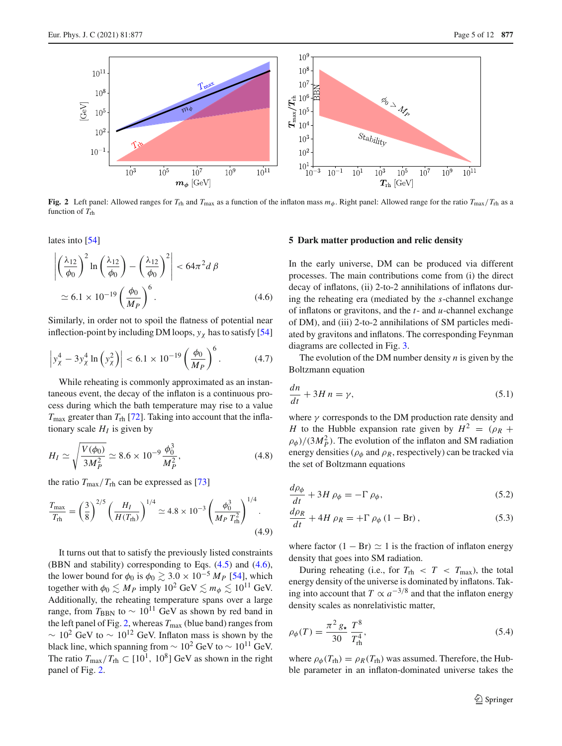Fig. 2 Left panel: Allowed ranges for $T_{\rm rh}$ and $T_{\rm max}$ as a function of the inflaton mass $m_\phi$. Right panel: Allowed range for the ratio $T_{\rm max}/T_{\rm rh}$ as a function of $T_{\rm rh}$

lates into [54]

$$\left|\left(\frac{\lambda_{12}}{\phi_0}\right)^2 \ln\left(\frac{\lambda_{12}}{\phi_0}\right) - \left(\frac{\lambda_{12}}{\phi_0}\right)^2\right| < 64\pi^2 d\,\beta \simeq 6.1\times 10^{-19}\left(\frac{\phi_0}{M_P}\right)^6. \tag{4.6}$$

Similarly, in order not to spoil the flatness of potential near inflection-point by including DM loops, $y_\chi$ has to satisfy [54]

$$\left|y_\chi^4 - 3y_\chi^4 \ln\left(y_\chi^2\right)\right| < 6.1\times 10^{-19}\left(\frac{\phi_0}{M_P}\right)^6. \tag{4.7}$$

While reheating is commonly approximated as an instantaneous event, the decay of the inflaton is a continuous process during which the bath temperature may rise to a value $T_{\rm max}$ greater than $T_{\rm rh}$ [72]. Taking into account that the inflationary scale $H_I$ is given by

$$H_I \simeq \sqrt{\frac{V(\phi_0)}{3M_P^2}} \simeq 8.6\times 10^{-9}\,\frac{\phi_0^3}{M_P^2}, \tag{4.8}$$

the ratio $T_{\rm max}/T_{\rm rh}$ can be expressed as [73]

$$\frac{T_{\rm max}}{T_{\rm rh}} = \left(\frac{3}{8}\right)^{2/5}\left(\frac{H_I}{H(T_{\rm rh})}\right)^{1/4} \simeq 4.8\times 10^{-3}\left(\frac{\phi_0^3}{M_P\,T_{\rm rh}^2}\right)^{1/4}. \tag{4.9}$$

It turns out that to satisfy the previously listed constraints (BBN and stability) corresponding to Eqs. (4.5) and (4.6), the lower bound for $\phi_0$ is $\phi_0 \gtrsim 3.0\times 10^{-5}\,M_P$ [54], which together with $\phi_0 \lesssim M_P$ imply $10^2$ GeV $\lesssim m_\phi \lesssim 10^{11}$ GeV. Additionally, the reheating temperature spans over a large range, from $T_{\rm BBN}$ to $\sim 10^{11}$ GeV as shown by red band in the left panel of Fig. 2, whereas $T_{\rm max}$ (blue band) ranges from $\sim 10^2$ GeV to $\sim 10^{12}$ GeV. Inflaton mass is shown by the black line, which spanning from $\sim 10^2$ GeV to $\sim 10^{11}$ GeV. The ratio $T_{\rm max}/T_{\rm rh} \subset [10^1,\ 10^8]$ GeV as shown in the right panel of Fig. 2.

## 5 Dark matter production and relic density

In the early universe, DM can be produced via different processes. The main contributions come from (i) the direct decay of inflatons, (ii) 2-to-2 annihilations of inflatons during the reheating era (mediated by the $s$-channel exchange of inflatons or gravitons, and the $t$- and $u$-channel exchange of DM), and (iii) 2-to-2 annihilations of SM particles mediated by gravitons and inflatons. The corresponding Feynman diagrams are collected in Fig. 3.

The evolution of the DM number density $n$ is given by the Boltzmann equation

$$\frac{dn}{dt} + 3H\,n = \gamma, \tag{5.1}$$

where $\gamma$ corresponds to the DM production rate density and $H$ to the Hubble expansion rate given by $H^2 = (\rho_R + \rho_\phi)/(3M_P^2)$. The evolution of the inflaton and SM radiation energy densities ($\rho_\phi$ and $\rho_R$, respectively) can be tracked via the set of Boltzmann equations

$$\frac{d\rho_\phi}{dt} + 3H\,\rho_\phi = -\Gamma\,\rho_\phi, \tag{5.2}$$

$$\frac{d\rho_R}{dt} + 4H\,\rho_R = +\Gamma\,\rho_\phi\,(1-\text{Br}), \tag{5.3}$$

where factor $(1-\text{Br}) \simeq 1$ is the fraction of inflaton energy density that goes into SM radiation.

During reheating (i.e., for $T_{\rm rh} < T < T_{\rm max}$), the total energy density of the universe is dominated by inflatons. Taking into account that $T \propto a^{-3/8}$ and that the inflaton energy density scales as nonrelativistic matter,

$$\rho_\phi(T) = \frac{\pi^2\,g_\star}{30}\,\frac{T^8}{T_{\rm rh}^4}, \tag{5.4}$$

where $\rho_\phi(T_{\rm rh}) = \rho_R(T_{\rm rh})$ was assumed. Therefore, the Hubble parameter in an inflaton-dominated universe takes the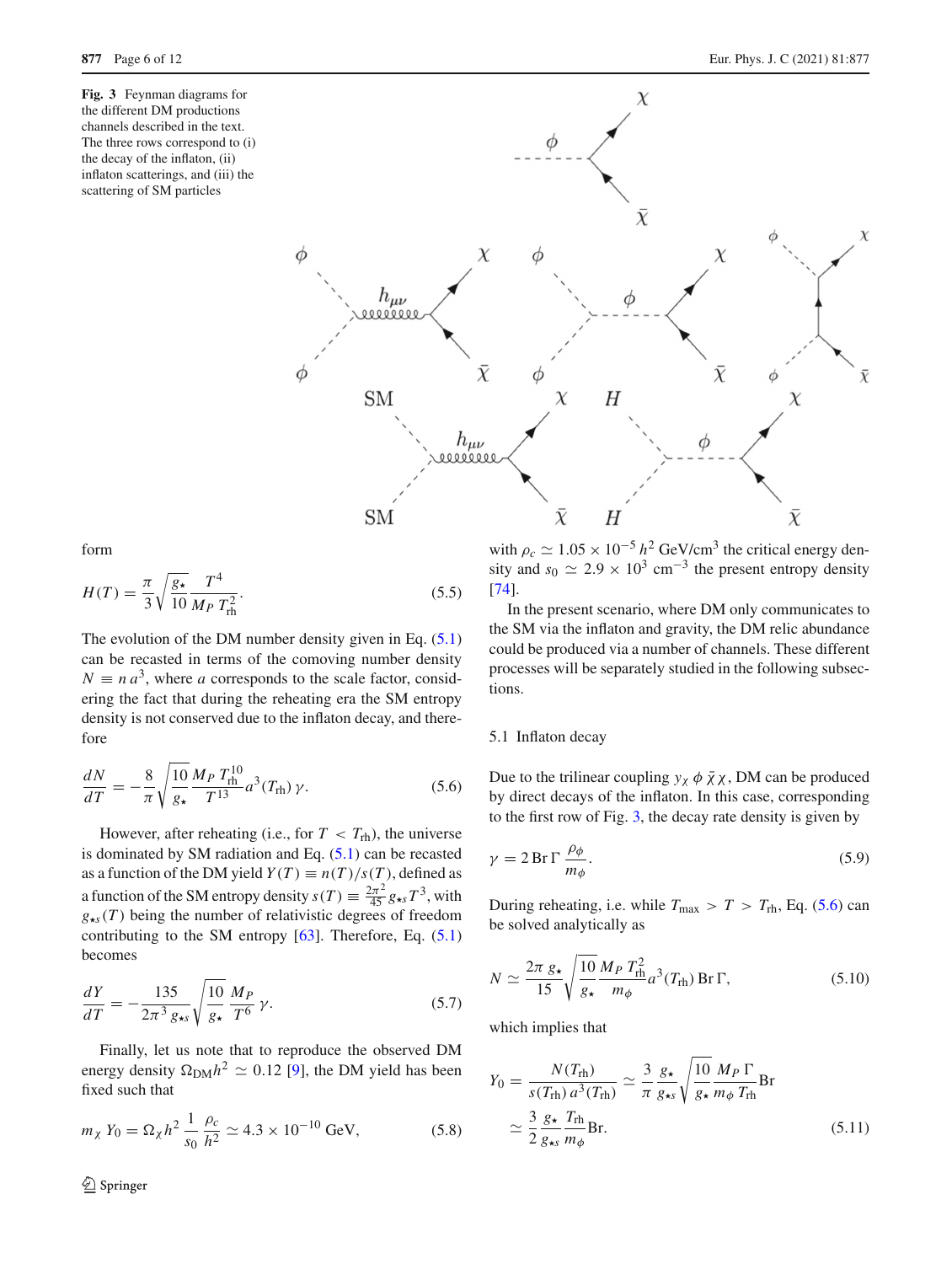**Fig. 3** Feynman diagrams for the different DM productions channels described in the text. The three rows correspond to (i) the decay of the inflaton, (ii) inflaton scatterings, and (iii) the scattering of SM particles

form

$$H(T) = \frac{\pi}{3}\sqrt{\frac{g_\star}{10}}\frac{T^4}{M_P\, T_{\rm rh}^2}. \tag{5.5}$$

The evolution of the DM number density given in Eq. (5.1) can be recasted in terms of the comoving number density $N \equiv n\, a^3$, where $a$ corresponds to the scale factor, considering the fact that during the reheating era the SM entropy density is not conserved due to the inflaton decay, and therefore

$$\frac{dN}{dT} = -\frac{8}{\pi}\sqrt{\frac{10}{g_\star}}\frac{M_P\, T_{\rm rh}^{10}}{T^{13}}a^3(T_{\rm rh})\,\gamma. \tag{5.6}$$

However, after reheating (i.e., for $T < T_{\rm rh}$), the universe is dominated by SM radiation and Eq. (5.1) can be recasted as a function of the DM yield $Y(T) \equiv n(T)/s(T)$, defined as a function of the SM entropy density $s(T) \equiv \frac{2\pi^2}{45} g_{\star s} T^3$, with $g_{\star s}(T)$ being the number of relativistic degrees of freedom contributing to the SM entropy [63]. Therefore, Eq. (5.1) becomes

$$\frac{dY}{dT} = -\frac{135}{2\pi^3\, g_{\star s}}\sqrt{\frac{10}{g_\star}}\frac{M_P}{T^6}\,\gamma. \tag{5.7}$$

Finally, let us note that to reproduce the observed DM energy density $\Omega_{\rm DM}h^2 \simeq 0.12$ [9], the DM yield has been fixed such that

$$m_\chi\, Y_0 = \Omega_\chi h^2\, \frac{1}{s_0}\frac{\rho_c}{h^2} \simeq 4.3 \times 10^{-10}\ \text{GeV}, \tag{5.8}$$

with $\rho_c \simeq 1.05 \times 10^{-5}\, h^2$ GeV/cm$^3$ the critical energy density and $s_0 \simeq 2.9 \times 10^3$ cm$^{-3}$ the present entropy density [74].

In the present scenario, where DM only communicates to the SM via the inflaton and gravity, the DM relic abundance could be produced via a number of channels. These different processes will be separately studied in the following subsections.

### 5.1 Inflaton decay

Due to the trilinear coupling $y_\chi\, \phi\, \bar\chi\, \chi$, DM can be produced by direct decays of the inflaton. In this case, corresponding to the first row of Fig. 3, the decay rate density is given by

$$\gamma = 2\,\text{Br}\,\Gamma\,\frac{\rho_\phi}{m_\phi}. \tag{5.9}$$

During reheating, i.e. while $T_{\rm max} > T > T_{\rm rh}$, Eq. (5.6) can be solved analytically as

$$N \simeq \frac{2\pi\, g_\star}{15}\sqrt{\frac{10}{g_\star}}\frac{M_P\, T_{\rm rh}^2}{m_\phi}a^3(T_{\rm rh})\,\text{Br}\,\Gamma, \tag{5.10}$$

which implies that

$$\begin{aligned} Y_0 = \frac{N(T_{\rm rh})}{s(T_{\rm rh})\,a^3(T_{\rm rh})} &\simeq \frac{3}{\pi}\frac{g_\star}{g_{\star s}}\sqrt{\frac{10}{g_\star}}\frac{M_P\,\Gamma}{m_\phi\, T_{\rm rh}}\text{Br} \\ &\simeq \frac{3}{2}\frac{g_\star}{g_{\star s}}\frac{T_{\rm rh}}{m_\phi}\text{Br}. \end{aligned} \tag{5.11}$$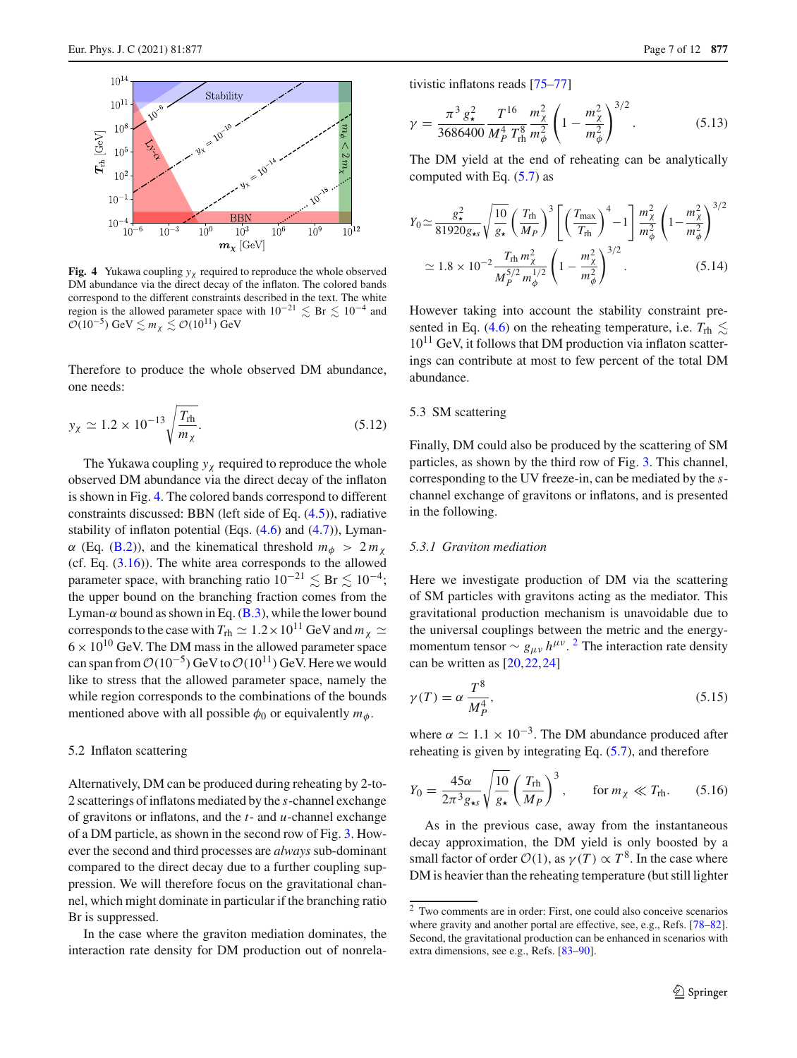**Fig. 4** Yukawa coupling $y_\chi$ required to reproduce the whole observed DM abundance via the direct decay of the inflaton. The colored bands correspond to the different constraints described in the text. The white region is the allowed parameter space with $10^{-21} \lesssim \text{Br} \lesssim 10^{-4}$ and $\mathcal{O}(10^{-5})$ GeV $\lesssim m_\chi \lesssim \mathcal{O}(10^{11})$ GeV

Therefore to produce the whole observed DM abundance, one needs:

$$y_\chi \simeq 1.2 \times 10^{-13} \sqrt{\frac{T_{\rm rh}}{m_\chi}}. \tag{5.12}$$

The Yukawa coupling $y_\chi$ required to reproduce the whole observed DM abundance via the direct decay of the inflaton is shown in Fig. 4. The colored bands correspond to different constraints discussed: BBN (left side of Eq. (4.5)), radiative stability of inflaton potential (Eqs. (4.6) and (4.7)), Lyman-$\alpha$ (Eq. (B.2)), and the kinematical threshold $m_\phi > 2\,m_\chi$ (cf. Eq. (3.16)). The white area corresponds to the allowed parameter space, with branching ratio $10^{-21} \lesssim \text{Br} \lesssim 10^{-4}$; the upper bound on the branching fraction comes from the Lyman-$\alpha$ bound as shown in Eq. (B.3), while the lower bound corresponds to the case with $T_{\rm rh} \simeq 1.2 \times 10^{11}$ GeV and $m_\chi \simeq 6 \times 10^{10}$ GeV. The DM mass in the allowed parameter space can span from $\mathcal{O}(10^{-5})$ GeV to $\mathcal{O}(10^{11})$ GeV. Here we would like to stress that the allowed parameter space, namely the while region corresponds to the combinations of the bounds mentioned above with all possible $\phi_0$ or equivalently $m_\phi$.

### 5.2 Inflaton scattering

Alternatively, DM can be produced during reheating by 2-to-2 scatterings of inflatons mediated by the $s$-channel exchange of gravitons or inflatons, and the $t$- and $u$-channel exchange of a DM particle, as shown in the second row of Fig. 3. However the second and third processes are *always* sub-dominant compared to the direct decay due to a further coupling suppression. We will therefore focus on the gravitational channel, which might dominate in particular if the branching ratio Br is suppressed.

In the case where the graviton mediation dominates, the interaction rate density for DM production out of nonrelativistic inflatons reads [75–77]

$$\gamma = \frac{\pi^3\, g_\star^2}{3686400}\, \frac{T^{16}}{M_P^4\, T_{\rm rh}^8}\, \frac{m_\chi^2}{m_\phi^2} \left(1 - \frac{m_\chi^2}{m_\phi^2}\right)^{3/2}. \tag{5.13}$$

The DM yield at the end of reheating can be analytically computed with Eq. (5.7) as

$$\begin{aligned} Y_0 &\simeq \frac{g_\star^2}{81920 g_{\star s}} \sqrt{\frac{10}{g_\star}} \left(\frac{T_{\rm rh}}{M_P}\right)^3 \left[\left(\frac{T_{\rm max}}{T_{\rm rh}}\right)^4 - 1\right] \frac{m_\chi^2}{m_\phi^2} \left(1 - \frac{m_\chi^2}{m_\phi^2}\right)^{3/2} \\ &\simeq 1.8 \times 10^{-2} \frac{T_{\rm rh}\, m_\chi^2}{M_P^{5/2}\, m_\phi^{1/2}} \left(1 - \frac{m_\chi^2}{m_\phi^2}\right)^{3/2}. \end{aligned} \tag{5.14}$$

However taking into account the stability constraint presented in Eq. (4.6) on the reheating temperature, i.e. $T_{\rm rh} \lesssim 10^{11}$ GeV, it follows that DM production via inflaton scatterings can contribute at most to few percent of the total DM abundance.

### 5.3 SM scattering

Finally, DM could also be produced by the scattering of SM particles, as shown by the third row of Fig. 3. This channel, corresponding to the UV freeze-in, can be mediated by the $s$-channel exchange of gravitons or inflatons, and is presented in the following.

#### *5.3.1 Graviton mediation*

Here we investigate production of DM via the scattering of SM particles with gravitons acting as the mediator. This gravitational production mechanism is unavoidable due to the universal couplings between the metric and the energy-momentum tensor $\sim g_{\mu\nu}\, h^{\mu\nu}$.[2] The interaction rate density can be written as [20,22,24]

$$\gamma(T) = \alpha\, \frac{T^8}{M_P^4}, \tag{5.15}$$

where $\alpha \simeq 1.1 \times 10^{-3}$. The DM abundance produced after reheating is given by integrating Eq. (5.7), and therefore

$$Y_0 = \frac{45\alpha}{2\pi^3 g_{\star s}} \sqrt{\frac{10}{g_\star}} \left(\frac{T_{\rm rh}}{M_P}\right)^3, \qquad \text{for } m_\chi \ll T_{\rm rh}. \tag{5.16}$$

As in the previous case, away from the instantaneous decay approximation, the DM yield is only boosted by a small factor of order $\mathcal{O}(1)$, as $\gamma(T) \propto T^8$. In the case where DM is heavier than the reheating temperature (but still lighter

---

[2] Two comments are in order: First, one could also conceive scenarios where gravity and another portal are effective, see, e.g., Refs. [78–82]. Second, the gravitational production can be enhanced in scenarios with extra dimensions, see e.g., Refs. [83–90].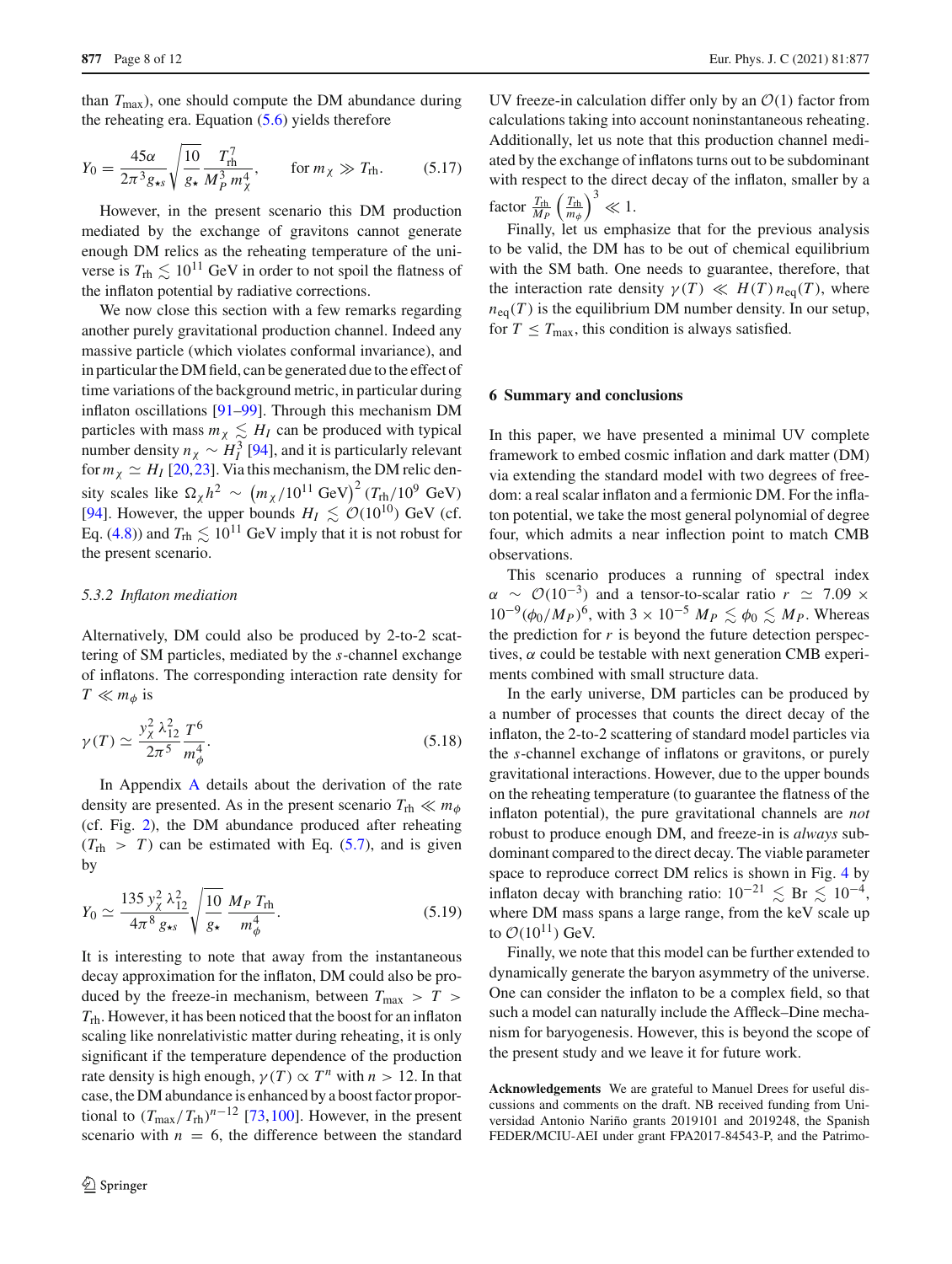than $T_{\max}$), one should compute the DM abundance during the reheating era. Equation (5.6) yields therefore

$$Y_0 = \frac{45\alpha}{2\pi^3 g_{\star s}} \sqrt{\frac{10}{g_\star}} \frac{T_{\rm rh}^7}{M_P^3\, m_\chi^4}, \qquad \text{for } m_\chi \gg T_{\rm rh}. \tag{5.17}$$

However, in the present scenario this DM production mediated by the exchange of gravitons cannot generate enough DM relics as the reheating temperature of the universe is $T_{\rm rh} \lesssim 10^{11}$ GeV in order to not spoil the flatness of the inflaton potential by radiative corrections.

We now close this section with a few remarks regarding another purely gravitational production channel. Indeed any massive particle (which violates conformal invariance), and in particular the DM field, can be generated due to the effect of time variations of the background metric, in particular during inflaton oscillations [91–99]. Through this mechanism DM particles with mass $m_\chi \lesssim H_I$ can be produced with typical number density $n_\chi \sim H_I^3$ [94], and it is particularly relevant for $m_\chi \simeq H_I$ [20,23]. Via this mechanism, the DM relic density scales like $\Omega_\chi h^2 \sim \left(m_\chi/10^{11}\ \text{GeV}\right)^2 (T_{\rm rh}/10^9\ \text{GeV})$ [94]. However, the upper bounds $H_I \lesssim \mathcal{O}(10^{10})$ GeV (cf. Eq. (4.8)) and $T_{\rm rh} \lesssim 10^{11}$ GeV imply that it is not robust for the present scenario.

### 5.3.2 Inflaton mediation

Alternatively, DM could also be produced by 2-to-2 scattering of SM particles, mediated by the $s$-channel exchange of inflatons. The corresponding interaction rate density for $T \ll m_\phi$ is

$$\gamma(T) \simeq \frac{y_\chi^2\, \lambda_{12}^2}{2\pi^5} \frac{T^6}{m_\phi^4}. \tag{5.18}$$

In Appendix A details about the derivation of the rate density are presented. As in the present scenario $T_{\rm rh} \ll m_\phi$ (cf. Fig. 2), the DM abundance produced after reheating ($T_{\rm rh} > T$) can be estimated with Eq. (5.7), and is given by

$$Y_0 \simeq \frac{135\, y_\chi^2\, \lambda_{12}^2}{4\pi^8\, g_{\star s}} \sqrt{\frac{10}{g_\star}} \frac{M_P\, T_{\rm rh}}{m_\phi^4}. \tag{5.19}$$

It is interesting to note that away from the instantaneous decay approximation for the inflaton, DM could also be produced by the freeze-in mechanism, between $T_{\max} > T > T_{\rm rh}$. However, it has been noticed that the boost for an inflaton scaling like nonrelativistic matter during reheating, it is only significant if the temperature dependence of the production rate density is high enough, $\gamma(T) \propto T^n$ with $n > 12$. In that case, the DM abundance is enhanced by a boost factor proportional to $(T_{\max}/T_{\rm rh})^{n-12}$ [73,100]. However, in the present scenario with $n = 6$, the difference between the standard UV freeze-in calculation differ only by an $\mathcal{O}(1)$ factor from calculations taking into account noninstantaneous reheating. Additionally, let us note that this production channel mediated by the exchange of inflatons turns out to be subdominant with respect to the direct decay of the inflaton, smaller by a factor $\frac{T_{\rm rh}}{M_P}\left(\frac{T_{\rm rh}}{m_\phi}\right)^3 \ll 1$.

Finally, let us emphasize that for the previous analysis to be valid, the DM has to be out of chemical equilibrium with the SM bath. One needs to guarantee, therefore, that the interaction rate density $\gamma(T) \ll H(T)\, n_{\rm eq}(T)$, where $n_{\rm eq}(T)$ is the equilibrium DM number density. In our setup, for $T \leq T_{\max}$, this condition is always satisfied.

## 6 Summary and conclusions

In this paper, we have presented a minimal UV complete framework to embed cosmic inflation and dark matter (DM) via extending the standard model with two degrees of freedom: a real scalar inflaton and a fermionic DM. For the inflaton potential, we take the most general polynomial of degree four, which admits a near inflection point to match CMB observations.

This scenario produces a running of spectral index $\alpha \sim \mathcal{O}(10^{-3})$ and a tensor-to-scalar ratio $r \simeq 7.09 \times 10^{-9}(\phi_0/M_P)^6$, with $3 \times 10^{-5}\ M_P \lesssim \phi_0 \lesssim M_P$. Whereas the prediction for $r$ is beyond the future detection perspectives, $\alpha$ could be testable with next generation CMB experiments combined with small structure data.

In the early universe, DM particles can be produced by a number of processes that counts the direct decay of the inflaton, the 2-to-2 scattering of standard model particles via the $s$-channel exchange of inflatons or gravitons, or purely gravitational interactions. However, due to the upper bounds on the reheating temperature (to guarantee the flatness of the inflaton potential), the pure gravitational channels are *not* robust to produce enough DM, and freeze-in is *always* subdominant compared to the direct decay. The viable parameter space to reproduce correct DM relics is shown in Fig. 4 by inflaton decay with branching ratio: $10^{-21} \lesssim \text{Br} \lesssim 10^{-4}$, where DM mass spans a large range, from the keV scale up to $\mathcal{O}(10^{11})$ GeV.

Finally, we note that this model can be further extended to dynamically generate the baryon asymmetry of the universe. One can consider the inflaton to be a complex field, so that such a model can naturally include the Affleck–Dine mechanism for baryogenesis. However, this is beyond the scope of the present study and we leave it for future work.

**Acknowledgements** We are grateful to Manuel Drees for useful discussions and comments on the draft. NB received funding from Universidad Antonio Nariño grants 2019101 and 2019248, the Spanish FEDER/MCIU-AEI under grant FPA2017-84543-P, and the Patrimo-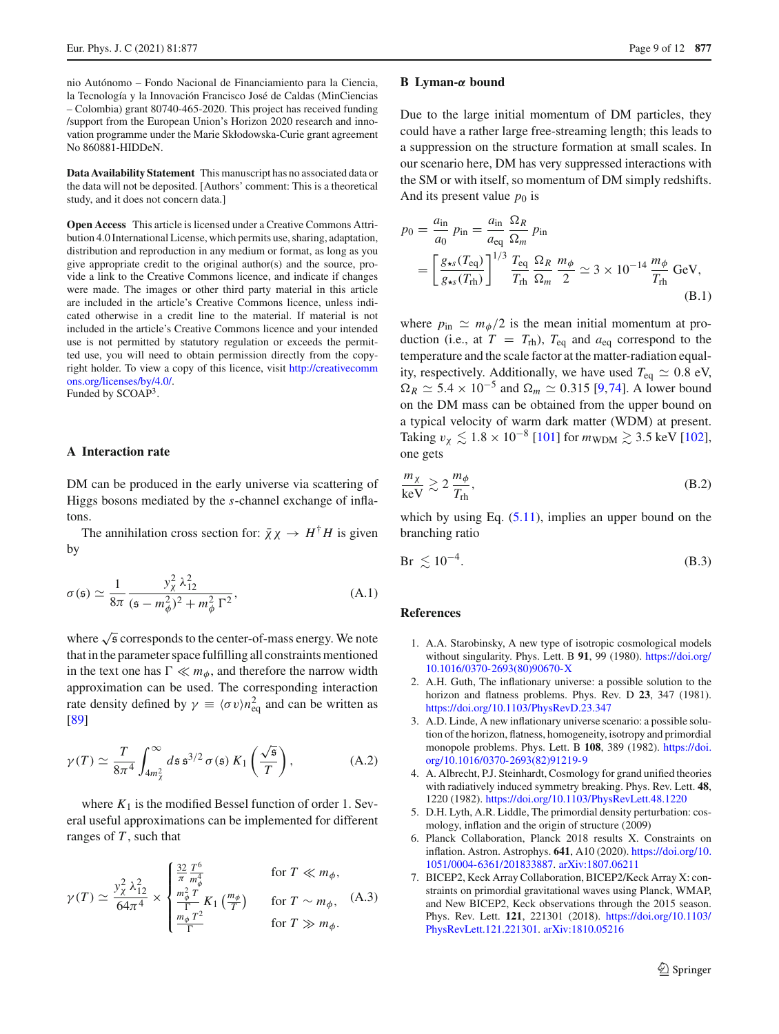nio Autónomo – Fondo Nacional de Financiamiento para la Ciencia, la Tecnología y la Innovación Francisco José de Caldas (MinCiencias – Colombia) grant 80740-465-2020. This project has received funding /support from the European Union's Horizon 2020 research and innovation programme under the Marie Skłodowska-Curie grant agreement No 860881-HIDDeN.

**Data Availability Statement** This manuscript has no associated data or the data will not be deposited. [Authors' comment: This is a theoretical study, and it does not concern data.]

**Open Access** This article is licensed under a Creative Commons Attribution 4.0 International License, which permits use, sharing, adaptation, distribution and reproduction in any medium or format, as long as you give appropriate credit to the original author(s) and the source, provide a link to the Creative Commons licence, and indicate if changes were made. The images or other third party material in this article are included in the article's Creative Commons licence, unless indicated otherwise in a credit line to the material. If material is not included in the article's Creative Commons licence and your intended use is not permitted by statutory regulation or exceeds the permitted use, you will need to obtain permission directly from the copyright holder. To view a copy of this licence, visit http://creativecommons.org/licenses/by/4.0/.
Funded by SCOAP[3].

## A Interaction rate

DM can be produced in the early universe via scattering of Higgs bosons mediated by the $s$-channel exchange of inflatons.

The annihilation cross section for: $\bar{\chi}\chi \to H^\dagger H$ is given by

$$\sigma(\mathfrak{s}) \simeq \frac{1}{8\pi} \frac{y_\chi^2 \lambda_{12}^2}{(\mathfrak{s} - m_\phi^2)^2 + m_\phi^2 \Gamma^2}, \tag{A.1}$$

where $\sqrt{\mathfrak{s}}$ corresponds to the center-of-mass energy. We note that in the parameter space fulfilling all constraints mentioned in the text one has $\Gamma \ll m_\phi$, and therefore the narrow width approximation can be used. The corresponding interaction rate density defined by $\gamma \equiv \langle \sigma v \rangle n_{\rm eq}^2$ and can be written as [89]

$$\gamma(T) \simeq \frac{T}{8\pi^4} \int_{4m_\chi^2}^{\infty} d\mathfrak{s}\, \mathfrak{s}^{3/2} \sigma(\mathfrak{s})\, K_1\left(\frac{\sqrt{\mathfrak{s}}}{T}\right), \tag{A.2}$$

where $K_1$ is the modified Bessel function of order 1. Several useful approximations can be implemented for different ranges of $T$, such that

$$\gamma(T) \simeq \frac{y_\chi^2 \lambda_{12}^2}{64\pi^4} \times \begin{cases} \frac{32}{\pi} \frac{T^6}{m_\phi^4} & \text{for } T \ll m_\phi, \\ \frac{m_\phi^2 T}{\Gamma} K_1\left(\frac{m_\phi}{T}\right) & \text{for } T \sim m_\phi, \\ \frac{m_\phi T^2}{\Gamma} & \text{for } T \gg m_\phi. \end{cases} \tag{A.3}$$

## B Lyman-$\alpha$ bound

Due to the large initial momentum of DM particles, they could have a rather large free-streaming length; this leads to a suppression on the structure formation at small scales. In our scenario here, DM has very suppressed interactions with the SM or with itself, so momentum of DM simply redshifts. And its present value $p_0$ is

$$\begin{aligned} p_0 &= \frac{a_{\rm in}}{a_0}\, p_{\rm in} = \frac{a_{\rm in}}{a_{\rm eq}} \frac{\Omega_R}{\Omega_m}\, p_{\rm in} \\ &= \left[\frac{g_{\star s}(T_{\rm eq})}{g_{\star s}(T_{\rm rh})}\right]^{1/3} \frac{T_{\rm eq}}{T_{\rm rh}} \frac{\Omega_R}{\Omega_m} \frac{m_\phi}{2} \simeq 3 \times 10^{-14} \frac{m_\phi}{T_{\rm rh}}\, \text{GeV}, \end{aligned} \tag{B.1}$$

where $p_{\rm in} \simeq m_\phi/2$ is the mean initial momentum at production (i.e., at $T = T_{\rm rh}$), $T_{\rm eq}$ and $a_{\rm eq}$ correspond to the temperature and the scale factor at the matter-radiation equality, respectively. Additionally, we have used $T_{\rm eq} \simeq 0.8$ eV, $\Omega_R \simeq 5.4 \times 10^{-5}$ and $\Omega_m \simeq 0.315$ [9,74]. A lower bound on the DM mass can be obtained from the upper bound on a typical velocity of warm dark matter (WDM) at present. Taking $v_\chi \lesssim 1.8 \times 10^{-8}$ [101] for $m_{\rm WDM} \gtrsim 3.5$ keV [102], one gets

$$\frac{m_\chi}{\text{keV}} \gtrsim 2\, \frac{m_\phi}{T_{\rm rh}}, \tag{B.2}$$

which by using Eq. (5.11), implies an upper bound on the branching ratio

$$\text{Br} \lesssim 10^{-4}. \tag{B.3}$$

## References

1. A.A. Starobinsky, A new type of isotropic cosmological models without singularity. Phys. Lett. B **91**, 99 (1980). https://doi.org/10.1016/0370-2693(80)90670-X
2. A.H. Guth, The inflationary universe: a possible solution to the horizon and flatness problems. Phys. Rev. D **23**, 347 (1981). https://doi.org/10.1103/PhysRevD.23.347
3. A.D. Linde, A new inflationary universe scenario: a possible solution of the horizon, flatness, homogeneity, isotropy and primordial monopole problems. Phys. Lett. B **108**, 389 (1982). https://doi.org/10.1016/0370-2693(82)91219-9
4. A. Albrecht, P.J. Steinhardt, Cosmology for grand unified theories with radiatively induced symmetry breaking. Phys. Rev. Lett. **48**, 1220 (1982). https://doi.org/10.1103/PhysRevLett.48.1220
5. D.H. Lyth, A.R. Liddle, The primordial density perturbation: cosmology, inflation and the origin of structure (2009)
6. Planck Collaboration, Planck 2018 results X. Constraints on inflation. Astron. Astrophys. **641**, A10 (2020). https://doi.org/10.1051/0004-6361/201833887. arXiv:1807.06211
7. BICEP2, Keck Array Collaboration, BICEP2/Keck Array X: constraints on primordial gravitational waves using Planck, WMAP, and New BICEP2, Keck observations through the 2015 season. Phys. Rev. Lett. **121**, 221301 (2018). https://doi.org/10.1103/PhysRevLett.121.221301. arXiv:1810.05216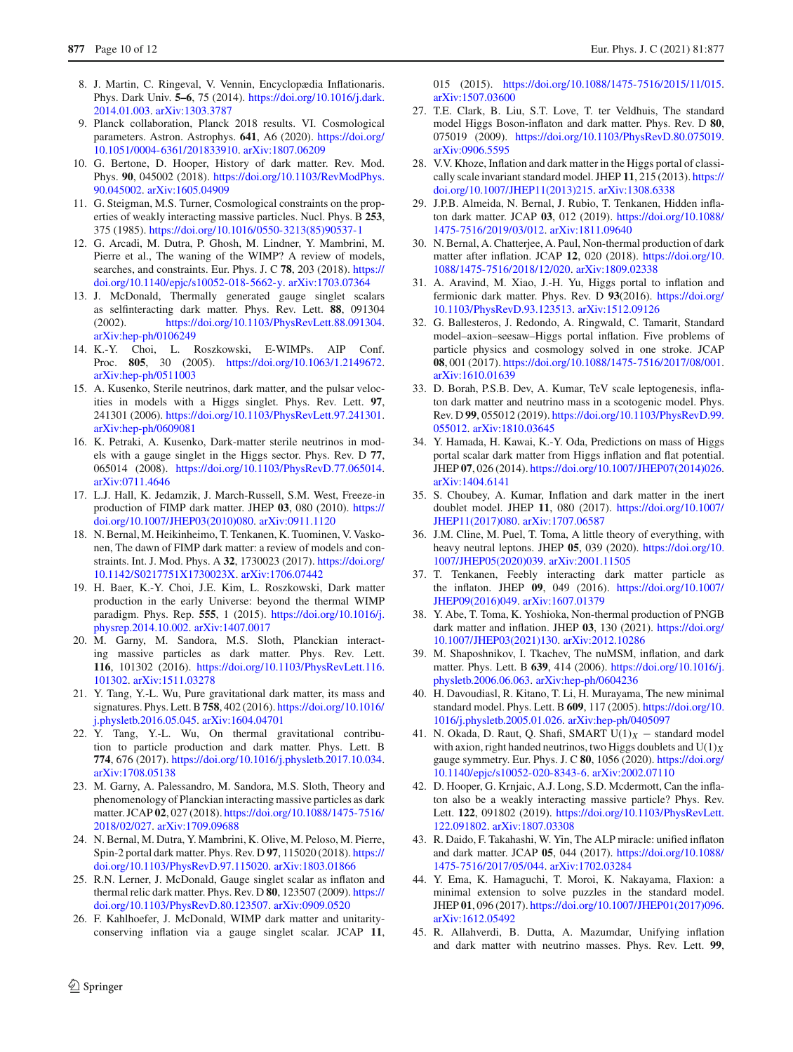8. J. Martin, C. Ringeval, V. Vennin, Encyclopædia Inflationaris. Phys. Dark Univ. **5–6**, 75 (2014). https://doi.org/10.1016/j.dark.2014.01.003. arXiv:1303.3787
9. Planck collaboration, Planck 2018 results. VI. Cosmological parameters. Astron. Astrophys. **641**, A6 (2020). https://doi.org/10.1051/0004-6361/201833910. arXiv:1807.06209
10. G. Bertone, D. Hooper, History of dark matter. Rev. Mod. Phys. **90**, 045002 (2018). https://doi.org/10.1103/RevModPhys.90.045002. arXiv:1605.04909
11. G. Steigman, M.S. Turner, Cosmological constraints on the properties of weakly interacting massive particles. Nucl. Phys. B **253**, 375 (1985). https://doi.org/10.1016/0550-3213(85)90537-1
12. G. Arcadi, M. Dutra, P. Ghosh, M. Lindner, Y. Mambrini, M. Pierre et al., The waning of the WIMP? A review of models, searches, and constraints. Eur. Phys. J. C **78**, 203 (2018). https://doi.org/10.1140/epjc/s10052-018-5662-y. arXiv:1703.07364
13. J. McDonald, Thermally generated gauge singlet scalars as selfinteracting dark matter. Phys. Rev. Lett. **88**, 091304 (2002). https://doi.org/10.1103/PhysRevLett.88.091304. arXiv:hep-ph/0106249
14. K.-Y. Choi, L. Roszkowski, E-WIMPs. AIP Conf. Proc. **805**, 30 (2005). https://doi.org/10.1063/1.2149672. arXiv:hep-ph/0511003
15. A. Kusenko, Sterile neutrinos, dark matter, and the pulsar velocities in models with a Higgs singlet. Phys. Rev. Lett. **97**, 241301 (2006). https://doi.org/10.1103/PhysRevLett.97.241301. arXiv:hep-ph/0609081
16. K. Petraki, A. Kusenko, Dark-matter sterile neutrinos in models with a gauge singlet in the Higgs sector. Phys. Rev. D **77**, 065014 (2008). https://doi.org/10.1103/PhysRevD.77.065014. arXiv:0711.4646
17. L.J. Hall, K. Jedamzik, J. March-Russell, S.M. West, Freeze-in production of FIMP dark matter. JHEP **03**, 080 (2010). https://doi.org/10.1007/JHEP03(2010)080. arXiv:0911.1120
18. N. Bernal, M. Heikinheimo, T. Tenkanen, K. Tuominen, V. Vaskonen, The dawn of FIMP dark matter: a review of models and constraints. Int. J. Mod. Phys. A **32**, 1730023 (2017). https://doi.org/10.1142/S0217751X1730023X. arXiv:1706.07442
19. H. Baer, K.-Y. Choi, J.E. Kim, L. Roszkowski, Dark matter production in the early Universe: beyond the thermal WIMP paradigm. Phys. Rep. **555**, 1 (2015). https://doi.org/10.1016/j.physrep.2014.10.002. arXiv:1407.0017
20. M. Garny, M. Sandora, M.S. Sloth, Planckian interacting massive particles as dark matter. Phys. Rev. Lett. **116**, 101302 (2016). https://doi.org/10.1103/PhysRevLett.116.101302. arXiv:1511.03278
21. Y. Tang, Y.-L. Wu, Pure gravitational dark matter, its mass and signatures. Phys. Lett. B **758**, 402 (2016). https://doi.org/10.1016/j.physletb.2016.05.045. arXiv:1604.04701
22. Y. Tang, Y.-L. Wu, On thermal gravitational contribution to particle production and dark matter. Phys. Lett. B **774**, 676 (2017). https://doi.org/10.1016/j.physletb.2017.10.034. arXiv:1708.05138
23. M. Garny, A. Palessandro, M. Sandora, M.S. Sloth, Theory and phenomenology of Planckian interacting massive particles as dark matter. JCAP **02**, 027 (2018). https://doi.org/10.1088/1475-7516/2018/02/027. arXiv:1709.09688
24. N. Bernal, M. Dutra, Y. Mambrini, K. Olive, M. Peloso, M. Pierre, Spin-2 portal dark matter. Phys. Rev. D **97**, 115020 (2018). https://doi.org/10.1103/PhysRevD.97.115020. arXiv:1803.01866
25. R.N. Lerner, J. McDonald, Gauge singlet scalar as inflaton and thermal relic dark matter. Phys. Rev. D **80**, 123507 (2009). https://doi.org/10.1103/PhysRevD.80.123507. arXiv:0909.0520
26. F. Kahlhoefer, J. McDonald, WIMP dark matter and unitarity-conserving inflation via a gauge singlet scalar. JCAP **11**, 015 (2015). https://doi.org/10.1088/1475-7516/2015/11/015. arXiv:1507.03600
27. T.E. Clark, B. Liu, S.T. Love, T. ter Veldhuis, The standard model Higgs Boson-inflaton and dark matter. Phys. Rev. D **80**, 075019 (2009). https://doi.org/10.1103/PhysRevD.80.075019. arXiv:0906.5595
28. V.V. Khoze, Inflation and dark matter in the Higgs portal of classically scale invariant standard model. JHEP **11**, 215 (2013). https://doi.org/10.1007/JHEP11(2013)215. arXiv:1308.6338
29. J.P.B. Almeida, N. Bernal, J. Rubio, T. Tenkanen, Hidden inflaton dark matter. JCAP **03**, 012 (2019). https://doi.org/10.1088/1475-7516/2019/03/012. arXiv:1811.09640
30. N. Bernal, A. Chatterjee, A. Paul, Non-thermal production of dark matter after inflation. JCAP **12**, 020 (2018). https://doi.org/10.1088/1475-7516/2018/12/020. arXiv:1809.02338
31. A. Aravind, M. Xiao, J.-H. Yu, Higgs portal to inflation and fermionic dark matter. Phys. Rev. D **93**(2016). https://doi.org/10.1103/PhysRevD.93.123513. arXiv:1512.09126
32. G. Ballesteros, J. Redondo, A. Ringwald, C. Tamarit, Standard model–axion–seesaw–Higgs portal inflation. Five problems of particle physics and cosmology solved in one stroke. JCAP **08**, 001 (2017). https://doi.org/10.1088/1475-7516/2017/08/001. arXiv:1610.01639
33. D. Borah, P.S.B. Dev, A. Kumar, TeV scale leptogenesis, inflaton dark matter and neutrino mass in a scotogenic model. Phys. Rev. D **99**, 055012 (2019). https://doi.org/10.1103/PhysRevD.99.055012. arXiv:1810.03645
34. Y. Hamada, H. Kawai, K.-Y. Oda, Predictions on mass of Higgs portal scalar dark matter from Higgs inflation and flat potential. JHEP **07**, 026 (2014). https://doi.org/10.1007/JHEP07(2014)026. arXiv:1404.6141
35. S. Choubey, A. Kumar, Inflation and dark matter in the inert doublet model. JHEP **11**, 080 (2017). https://doi.org/10.1007/JHEP11(2017)080. arXiv:1707.06587
36. J.M. Cline, M. Puel, T. Toma, A little theory of everything, with heavy neutral leptons. JHEP **05**, 039 (2020). https://doi.org/10.1007/JHEP05(2020)039. arXiv:2001.11505
37. T. Tenkanen, Feebly interacting dark matter particle as the inflaton. JHEP **09**, 049 (2016). https://doi.org/10.1007/JHEP09(2016)049. arXiv:1607.01379
38. Y. Abe, T. Toma, K. Yoshioka, Non-thermal production of PNGB dark matter and inflation. JHEP **03**, 130 (2021). https://doi.org/10.1007/JHEP03(2021)130. arXiv:2012.10286
39. M. Shaposhnikov, I. Tkachev, The nuMSM, inflation, and dark matter. Phys. Lett. B **639**, 414 (2006). https://doi.org/10.1016/j.physletb.2006.06.063. arXiv:hep-ph/0604236
40. H. Davoudiasl, R. Kitano, T. Li, H. Murayama, The new minimal standard model. Phys. Lett. B **609**, 117 (2005). https://doi.org/10.1016/j.physletb.2005.01.026. arXiv:hep-ph/0405097
41. N. Okada, D. Raut, Q. Shafi, SMART $U(1)_X$ – standard model with axion, right handed neutrinos, two Higgs doublets and $U(1)_X$ gauge symmetry. Eur. Phys. J. C **80**, 1056 (2020). https://doi.org/10.1140/epjc/s10052-020-8343-6. arXiv:2007.07110
42. D. Hooper, G. Krnjaic, A.J. Long, S.D. Mcdermott, Can the inflaton also be a weakly interacting massive particle? Phys. Rev. Lett. **122**, 091802 (2019). https://doi.org/10.1103/PhysRevLett.122.091802. arXiv:1807.03308
43. R. Daido, F. Takahashi, W. Yin, The ALP miracle: unified inflaton and dark matter. JCAP **05**, 044 (2017). https://doi.org/10.1088/1475-7516/2017/05/044. arXiv:1702.03284
44. Y. Ema, K. Hamaguchi, T. Moroi, K. Nakayama, Flaxion: a minimal extension to solve puzzles in the standard model. JHEP **01**, 096 (2017). https://doi.org/10.1007/JHEP01(2017)096. arXiv:1612.05492
45. R. Allahverdi, B. Dutta, A. Mazumdar, Unifying inflation and dark matter with neutrino masses. Phys. Rev. Lett. **99**,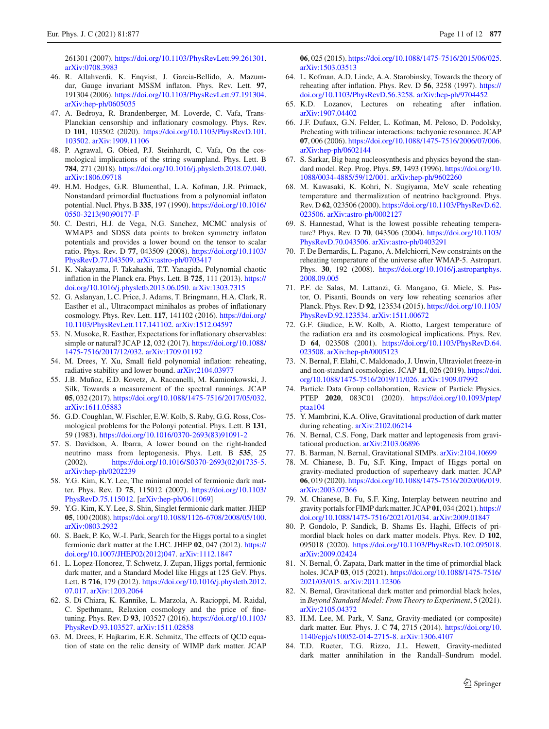261301 (2007). https://doi.org/10.1103/PhysRevLett.99.261301. arXiv:0708.3983

46. R. Allahverdi, K. Enqvist, J. Garcia-Bellido, A. Mazumdar, Gauge invariant MSSM inflaton. Phys. Rev. Lett. **97**, 191304 (2006). https://doi.org/10.1103/PhysRevLett.97.191304. arXiv:hep-ph/0605035
47. A. Bedroya, R. Brandenberger, M. Loverde, C. Vafa, Trans-Planckian censorship and inflationary cosmology. Phys. Rev. D **101**, 103502 (2020). https://doi.org/10.1103/PhysRevD.101.103502. arXiv:1909.11106
48. P. Agrawal, G. Obied, P.J. Steinhardt, C. Vafa, On the cosmological implications of the string swampland. Phys. Lett. B **784**, 271 (2018). https://doi.org/10.1016/j.physletb.2018.07.040. arXiv:1806.09718
49. H.M. Hodges, G.R. Blumenthal, L.A. Kofman, J.R. Primack, Nonstandard primordial fluctuations from a polynomial inflaton potential. Nucl. Phys. B **335**, 197 (1990). https://doi.org/10.1016/0550-3213(90)90177-F
50. C. Destri, H.J. de Vega, N.G. Sanchez, MCMC analysis of WMAP3 and SDSS data points to broken symmetry inflaton potentials and provides a lower bound on the tensor to scalar ratio. Phys. Rev. D **77**, 043509 (2008). https://doi.org/10.1103/PhysRevD.77.043509. arXiv:astro-ph/0703417
51. K. Nakayama, F. Takahashi, T.T. Yanagida, Polynomial chaotic inflation in the Planck era. Phys. Lett. B **725**, 111 (2013). https://doi.org/10.1016/j.physletb.2013.06.050. arXiv:1303.7315
52. G. Aslanyan, L.C. Price, J. Adams, T. Bringmann, H.A. Clark, R. Easther et al., Ultracompact minihalos as probes of inflationary cosmology. Phys. Rev. Lett. **117**, 141102 (2016). https://doi.org/10.1103/PhysRevLett.117.141102. arXiv:1512.04597
53. N. Musoke, R. Easther, Expectations for inflationary observables: simple or natural? JCAP **12**, 032 (2017). https://doi.org/10.1088/1475-7516/2017/12/032. arXiv:1709.01192
54. M. Drees, Y. Xu, Small field polynomial inflation: reheating, radiative stability and lower bound. arXiv:2104.03977
55. J.B. Muñoz, E.D. Kovetz, A. Raccanelli, M. Kamionkowski, J. Silk, Towards a measurement of the spectral runnings. JCAP **05**, 032 (2017). https://doi.org/10.1088/1475-7516/2017/05/032. arXiv:1611.05883
56. G.D. Coughlan, W. Fischler, E.W. Kolb, S. Raby, G.G. Ross, Cosmological problems for the Polonyi potential. Phys. Lett. B **131**, 59 (1983). https://doi.org/10.1016/0370-2693(83)91091-2
57. S. Davidson, A. Ibarra, A lower bound on the right-handed neutrino mass from leptogenesis. Phys. Lett. B **535**, 25 (2002). https://doi.org/10.1016/S0370-2693(02)01735-5. arXiv:hep-ph/0202239
58. Y.G. Kim, K.Y. Lee, The minimal model of fermionic dark matter. Phys. Rev. D **75**, 115012 (2007). https://doi.org/10.1103/PhysRevD.75.115012. [arXiv:hep-ph/0611069]
59. Y.G. Kim, K.Y. Lee, S. Shin, Singlet fermionic dark matter. JHEP **05**, 100 (2008). https://doi.org/10.1088/1126-6708/2008/05/100. arXiv:0803.2932
60. S. Baek, P. Ko, W.-I. Park, Search for the Higgs portal to a singlet fermionic dark matter at the LHC. JHEP **02**, 047 (2012). https://doi.org/10.1007/JHEP02(2012)047. arXiv:1112.1847
61. L. Lopez-Honorez, T. Schwetz, J. Zupan, Higgs portal, fermionic dark matter, and a Standard Model like Higgs at 125 GeV. Phys. Lett. B **716**, 179 (2012). https://doi.org/10.1016/j.physletb.2012.07.017. arXiv:1203.2064
62. S. Di Chiara, K. Kannike, L. Marzola, A. Racioppi, M. Raidal, C. Spethmann, Relaxion cosmology and the price of fine-tuning. Phys. Rev. D **93**, 103527 (2016). https://doi.org/10.1103/PhysRevD.93.103527. arXiv:1511.02858
63. M. Drees, F. Hajkarim, E.R. Schmitz, The effects of QCD equation of state on the relic density of WIMP dark matter. JCAP **06**, 025 (2015). https://doi.org/10.1088/1475-7516/2015/06/025. arXiv:1503.03513
64. L. Kofman, A.D. Linde, A.A. Starobinsky, Towards the theory of reheating after inflation. Phys. Rev. D **56**, 3258 (1997). https://doi.org/10.1103/PhysRevD.56.3258. arXiv:hep-ph/9704452
65. K.D. Lozanov, Lectures on reheating after inflation. arXiv:1907.04402
66. J.F. Dufaux, G.N. Felder, L. Kofman, M. Peloso, D. Podolsky, Preheating with trilinear interactions: tachyonic resonance. JCAP **07**, 006 (2006). https://doi.org/10.1088/1475-7516/2006/07/006. arXiv:hep-ph/0602144
67. S. Sarkar, Big bang nucleosynthesis and physics beyond the standard model. Rep. Prog. Phys. **59**, 1493 (1996). https://doi.org/10.1088/0034-4885/59/12/001. arXiv:hep-ph/9602260
68. M. Kawasaki, K. Kohri, N. Sugiyama, MeV scale reheating temperature and thermalization of neutrino background. Phys. Rev. D **62**, 023506 (2000). https://doi.org/10.1103/PhysRevD.62.023506. arXiv:astro-ph/0002127
69. S. Hannestad, What is the lowest possible reheating temperature? Phys. Rev. D **70**, 043506 (2004). https://doi.org/10.1103/PhysRevD.70.043506. arXiv:astro-ph/0403291
70. F. De Bernardis, L. Pagano, A. Melchiorri, New constraints on the reheating temperature of the universe after WMAP-5. Astropart. Phys. **30**, 192 (2008). https://doi.org/10.1016/j.astropartphys.2008.09.005
71. P.F. de Salas, M. Lattanzi, G. Mangano, G. Miele, S. Pastor, O. Pisanti, Bounds on very low reheating scenarios after Planck. Phys. Rev. D **92**, 123534 (2015). https://doi.org/10.1103/PhysRevD.92.123534. arXiv:1511.00672
72. G.F. Giudice, E.W. Kolb, A. Riotto, Largest temperature of the radiation era and its cosmological implications. Phys. Rev. D **64**, 023508 (2001). https://doi.org/10.1103/PhysRevD.64.023508. arXiv:hep-ph/0005123
73. N. Bernal, F. Elahi, C. Maldonado, J. Unwin, Ultraviolet freeze-in and non-standard cosmologies. JCAP **11**, 026 (2019). https://doi.org/10.1088/1475-7516/2019/11/026. arXiv:1909.07992
74. Particle Data Group collaboration, Review of Particle Physics. PTEP **2020**, 083C01 (2020). https://doi.org/10.1093/ptep/ptaa104
75. Y. Mambrini, K.A. Olive, Gravitational production of dark matter during reheating. arXiv:2102.06214
76. N. Bernal, C.S. Fong, Dark matter and leptogenesis from gravitational production. arXiv:2103.06896
77. B. Barman, N. Bernal, Gravitational SIMPs. arXiv:2104.10699
78. M. Chianese, B. Fu, S.F. King, Impact of Higgs portal on gravity-mediated production of superheavy dark matter. JCAP **06**, 019 (2020). https://doi.org/10.1088/1475-7516/2020/06/019. arXiv:2003.07366
79. M. Chianese, B. Fu, S.F. King, Interplay between neutrino and gravity portals for FIMP dark matter. JCAP **01**, 034 (2021). https://doi.org/10.1088/1475-7516/2021/01/034. arXiv:2009.01847
80. P. Gondolo, P. Sandick, B. Shams Es. Haghi, Effects of primordial black holes on dark matter models. Phys. Rev. D **102**, 095018 (2020). https://doi.org/10.1103/PhysRevD.102.095018. arXiv:2009.02424
81. N. Bernal, Ó. Zapata, Dark matter in the time of primordial black holes. JCAP **03**, 015 (2021). https://doi.org/10.1088/1475-7516/2021/03/015. arXiv:2011.12306
82. N. Bernal, Gravitational dark matter and primordial black holes, in *Beyond Standard Model: From Theory to Experiment*, 5 (2021). arXiv:2105.04372
83. H.M. Lee, M. Park, V. Sanz, Gravity-mediated (or composite) dark matter. Eur. Phys. J. C **74**, 2715 (2014). https://doi.org/10.1140/epjc/s10052-014-2715-8. arXiv:1306.4107
84. T.D. Rueter, T.G. Rizzo, J.L. Hewett, Gravity-mediated dark matter annihilation in the Randall–Sundrum model.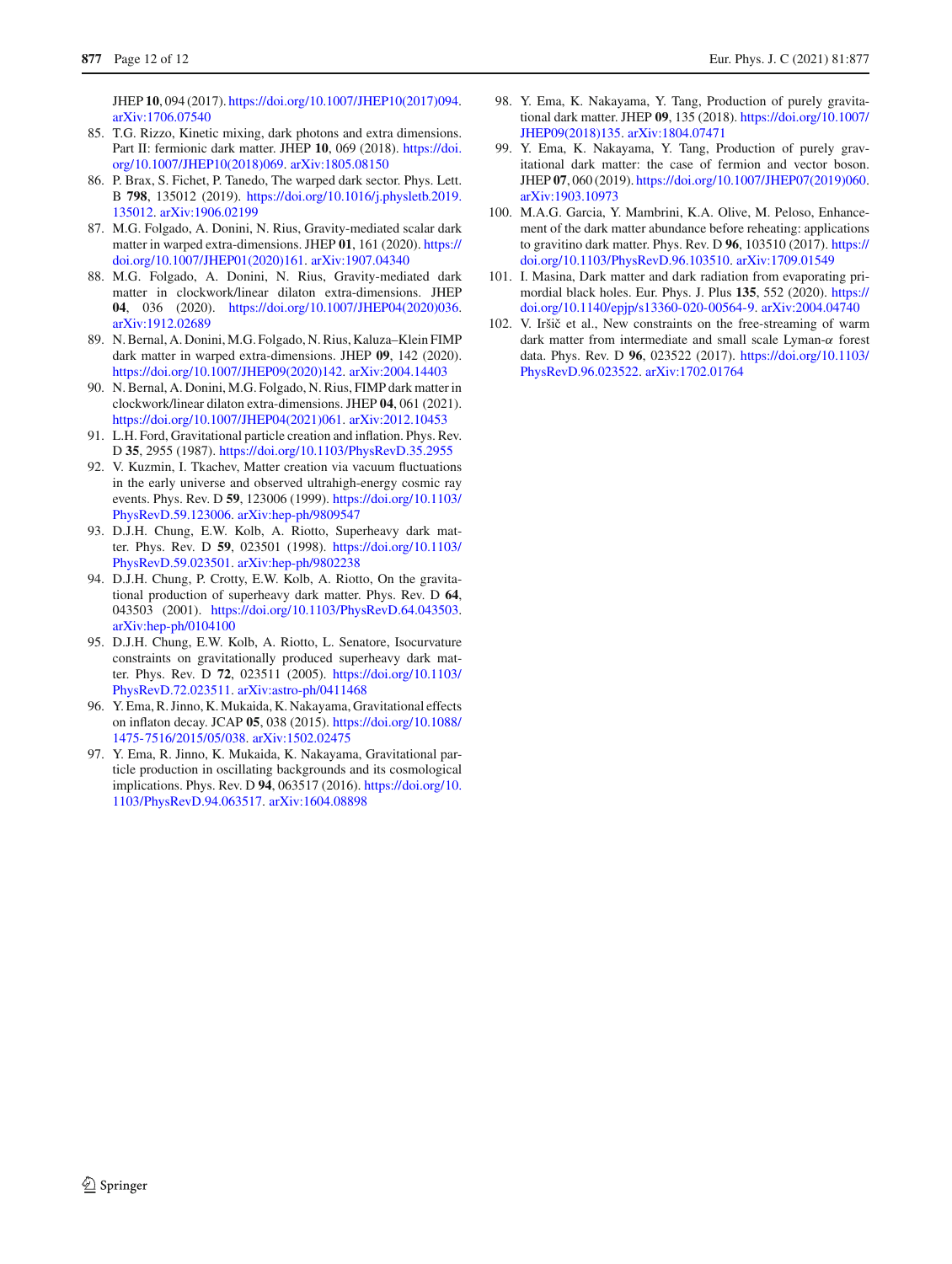JHEP **10**, 094 (2017). https://doi.org/10.1007/JHEP10(2017)094. arXiv:1706.07540

85. T.G. Rizzo, Kinetic mixing, dark photons and extra dimensions. Part II: fermionic dark matter. JHEP **10**, 069 (2018). https://doi.org/10.1007/JHEP10(2018)069. arXiv:1805.08150
86. P. Brax, S. Fichet, P. Tanedo, The warped dark sector. Phys. Lett. B **798**, 135012 (2019). https://doi.org/10.1016/j.physletb.2019.135012. arXiv:1906.02199
87. M.G. Folgado, A. Donini, N. Rius, Gravity-mediated scalar dark matter in warped extra-dimensions. JHEP **01**, 161 (2020). https://doi.org/10.1007/JHEP01(2020)161. arXiv:1907.04340
88. M.G. Folgado, A. Donini, N. Rius, Gravity-mediated dark matter in clockwork/linear dilaton extra-dimensions. JHEP **04**, 036 (2020). https://doi.org/10.1007/JHEP04(2020)036. arXiv:1912.02689
89. N. Bernal, A. Donini, M.G. Folgado, N. Rius, Kaluza–Klein FIMP dark matter in warped extra-dimensions. JHEP **09**, 142 (2020). https://doi.org/10.1007/JHEP09(2020)142. arXiv:2004.14403
90. N. Bernal, A. Donini, M.G. Folgado, N. Rius, FIMP dark matter in clockwork/linear dilaton extra-dimensions. JHEP **04**, 061 (2021). https://doi.org/10.1007/JHEP04(2021)061. arXiv:2012.10453
91. L.H. Ford, Gravitational particle creation and inflation. Phys. Rev. D **35**, 2955 (1987). https://doi.org/10.1103/PhysRevD.35.2955
92. V. Kuzmin, I. Tkachev, Matter creation via vacuum fluctuations in the early universe and observed ultrahigh-energy cosmic ray events. Phys. Rev. D **59**, 123006 (1999). https://doi.org/10.1103/PhysRevD.59.123006. arXiv:hep-ph/9809547
93. D.J.H. Chung, E.W. Kolb, A. Riotto, Superheavy dark matter. Phys. Rev. D **59**, 023501 (1998). https://doi.org/10.1103/PhysRevD.59.023501. arXiv:hep-ph/9802238
94. D.J.H. Chung, P. Crotty, E.W. Kolb, A. Riotto, On the gravitational production of superheavy dark matter. Phys. Rev. D **64**, 043503 (2001). https://doi.org/10.1103/PhysRevD.64.043503. arXiv:hep-ph/0104100
95. D.J.H. Chung, E.W. Kolb, A. Riotto, L. Senatore, Isocurvature constraints on gravitationally produced superheavy dark matter. Phys. Rev. D **72**, 023511 (2005). https://doi.org/10.1103/PhysRevD.72.023511. arXiv:astro-ph/0411468
96. Y. Ema, R. Jinno, K. Mukaida, K. Nakayama, Gravitational effects on inflaton decay. JCAP **05**, 038 (2015). https://doi.org/10.1088/1475-7516/2015/05/038. arXiv:1502.02475
97. Y. Ema, R. Jinno, K. Mukaida, K. Nakayama, Gravitational particle production in oscillating backgrounds and its cosmological implications. Phys. Rev. D **94**, 063517 (2016). https://doi.org/10.1103/PhysRevD.94.063517. arXiv:1604.08898
98. Y. Ema, K. Nakayama, Y. Tang, Production of purely gravitational dark matter. JHEP **09**, 135 (2018). https://doi.org/10.1007/JHEP09(2018)135. arXiv:1804.07471
99. Y. Ema, K. Nakayama, Y. Tang, Production of purely gravitational dark matter: the case of fermion and vector boson. JHEP **07**, 060 (2019). https://doi.org/10.1007/JHEP07(2019)060. arXiv:1903.10973
100. M.A.G. Garcia, Y. Mambrini, K.A. Olive, M. Peloso, Enhancement of the dark matter abundance before reheating: applications to gravitino dark matter. Phys. Rev. D **96**, 103510 (2017). https://doi.org/10.1103/PhysRevD.96.103510. arXiv:1709.01549
101. I. Masina, Dark matter and dark radiation from evaporating primordial black holes. Eur. Phys. J. Plus **135**, 552 (2020). https://doi.org/10.1140/epjp/s13360-020-00564-9. arXiv:2004.04740
102. V. Iršič et al., New constraints on the free-streaming of warm dark matter from intermediate and small scale Lyman-$\alpha$ forest data. Phys. Rev. D **96**, 023522 (2017). https://doi.org/10.1103/PhysRevD.96.023522. arXiv:1702.01764